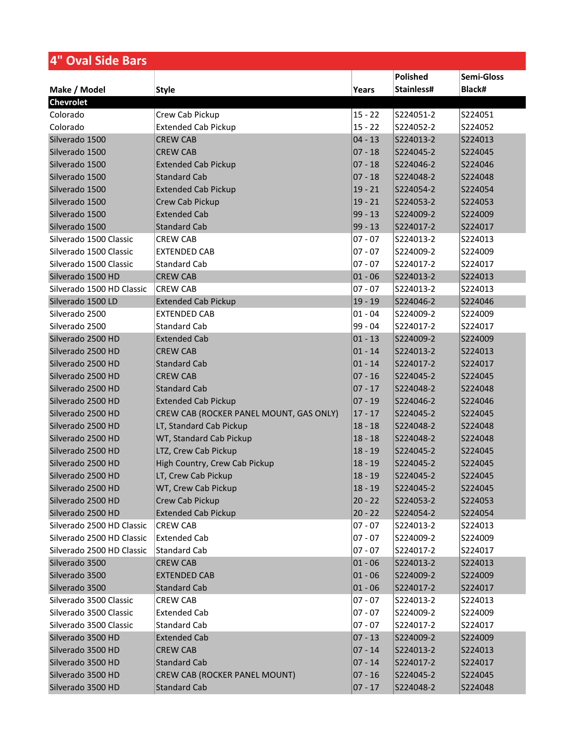## 4" Oval Side Bars

| Make / Model | Style | Years | Polished Stainless# | Semi-Gloss Black# |
|---|---|---|---|---|
| **Chevrolet** | | | | |
| Colorado | Crew Cab Pickup | 15 - 22 | S224051-2 | S224051 |
| Colorado | Extended Cab Pickup | 15 - 22 | S224052-2 | S224052 |
| Silverado 1500 | CREW CAB | 04 - 13 | S224013-2 | S224013 |
| Silverado 1500 | CREW CAB | 07 - 18 | S224045-2 | S224045 |
| Silverado 1500 | Extended Cab Pickup | 07 - 18 | S224046-2 | S224046 |
| Silverado 1500 | Standard Cab | 07 - 18 | S224048-2 | S224048 |
| Silverado 1500 | Extended Cab Pickup | 19 - 21 | S224054-2 | S224054 |
| Silverado 1500 | Crew Cab Pickup | 19 - 21 | S224053-2 | S224053 |
| Silverado 1500 | Extended Cab | 99 - 13 | S224009-2 | S224009 |
| Silverado 1500 | Standard Cab | 99 - 13 | S224017-2 | S224017 |
| Silverado 1500 Classic | CREW CAB | 07 - 07 | S224013-2 | S224013 |
| Silverado 1500 Classic | EXTENDED CAB | 07 - 07 | S224009-2 | S224009 |
| Silverado 1500 Classic | Standard Cab | 07 - 07 | S224017-2 | S224017 |
| Silverado 1500 HD | CREW CAB | 01 - 06 | S224013-2 | S224013 |
| Silverado 1500 HD Classic | CREW CAB | 07 - 07 | S224013-2 | S224013 |
| Silverado 1500 LD | Extended Cab Pickup | 19 - 19 | S224046-2 | S224046 |
| Silverado 2500 | EXTENDED CAB | 01 - 04 | S224009-2 | S224009 |
| Silverado 2500 | Standard Cab | 99 - 04 | S224017-2 | S224017 |
| Silverado 2500 HD | Extended Cab | 01 - 13 | S224009-2 | S224009 |
| Silverado 2500 HD | CREW CAB | 01 - 14 | S224013-2 | S224013 |
| Silverado 2500 HD | Standard Cab | 01 - 14 | S224017-2 | S224017 |
| Silverado 2500 HD | CREW CAB | 07 - 16 | S224045-2 | S224045 |
| Silverado 2500 HD | Standard Cab | 07 - 17 | S224048-2 | S224048 |
| Silverado 2500 HD | Extended Cab Pickup | 07 - 19 | S224046-2 | S224046 |
| Silverado 2500 HD | CREW CAB (ROCKER PANEL MOUNT, GAS ONLY) | 17 - 17 | S224045-2 | S224045 |
| Silverado 2500 HD | LT, Standard Cab Pickup | 18 - 18 | S224048-2 | S224048 |
| Silverado 2500 HD | WT, Standard Cab Pickup | 18 - 18 | S224048-2 | S224048 |
| Silverado 2500 HD | LTZ, Crew Cab Pickup | 18 - 19 | S224045-2 | S224045 |
| Silverado 2500 HD | High Country, Crew Cab Pickup | 18 - 19 | S224045-2 | S224045 |
| Silverado 2500 HD | LT, Crew Cab Pickup | 18 - 19 | S224045-2 | S224045 |
| Silverado 2500 HD | WT, Crew Cab Pickup | 18 - 19 | S224045-2 | S224045 |
| Silverado 2500 HD | Crew Cab Pickup | 20 - 22 | S224053-2 | S224053 |
| Silverado 2500 HD | Extended Cab Pickup | 20 - 22 | S224054-2 | S224054 |
| Silverado 2500 HD Classic | CREW CAB | 07 - 07 | S224013-2 | S224013 |
| Silverado 2500 HD Classic | Extended Cab | 07 - 07 | S224009-2 | S224009 |
| Silverado 2500 HD Classic | Standard Cab | 07 - 07 | S224017-2 | S224017 |
| Silverado 3500 | CREW CAB | 01 - 06 | S224013-2 | S224013 |
| Silverado 3500 | EXTENDED CAB | 01 - 06 | S224009-2 | S224009 |
| Silverado 3500 | Standard Cab | 01 - 06 | S224017-2 | S224017 |
| Silverado 3500 Classic | CREW CAB | 07 - 07 | S224013-2 | S224013 |
| Silverado 3500 Classic | Extended Cab | 07 - 07 | S224009-2 | S224009 |
| Silverado 3500 Classic | Standard Cab | 07 - 07 | S224017-2 | S224017 |
| Silverado 3500 HD | Extended Cab | 07 - 13 | S224009-2 | S224009 |
| Silverado 3500 HD | CREW CAB | 07 - 14 | S224013-2 | S224013 |
| Silverado 3500 HD | Standard Cab | 07 - 14 | S224017-2 | S224017 |
| Silverado 3500 HD | CREW CAB (ROCKER PANEL MOUNT) | 07 - 16 | S224045-2 | S224045 |
| Silverado 3500 HD | Standard Cab | 07 - 17 | S224048-2 | S224048 |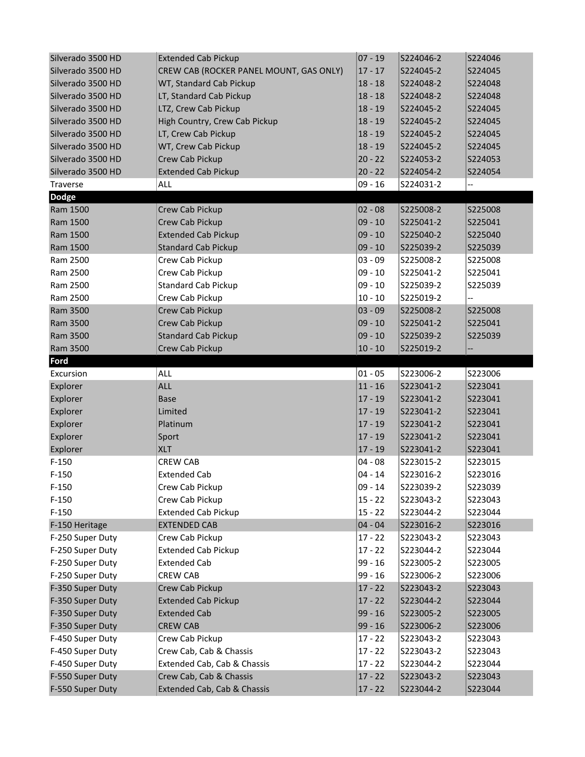| Silverado 3500 HD | Extended Cab Pickup | 07 - 19 | S224046-2 | S224046 |
|---|---|---|---|---|
| Silverado 3500 HD | CREW CAB (ROCKER PANEL MOUNT, GAS ONLY) | 17 - 17 | S224045-2 | S224045 |
| Silverado 3500 HD | WT, Standard Cab Pickup | 18 - 18 | S224048-2 | S224048 |
| Silverado 3500 HD | LT, Standard Cab Pickup | 18 - 18 | S224048-2 | S224048 |
| Silverado 3500 HD | LTZ, Crew Cab Pickup | 18 - 19 | S224045-2 | S224045 |
| Silverado 3500 HD | High Country, Crew Cab Pickup | 18 - 19 | S224045-2 | S224045 |
| Silverado 3500 HD | LT, Crew Cab Pickup | 18 - 19 | S224045-2 | S224045 |
| Silverado 3500 HD | WT, Crew Cab Pickup | 18 - 19 | S224045-2 | S224045 |
| Silverado 3500 HD | Crew Cab Pickup | 20 - 22 | S224053-2 | S224053 |
| Silverado 3500 HD | Extended Cab Pickup | 20 - 22 | S224054-2 | S224054 |
| Traverse | ALL | 09 - 16 | S224031-2 | -- |
| **Dodge** | | | | |
| Ram 1500 | Crew Cab Pickup | 02 - 08 | S225008-2 | S225008 |
| Ram 1500 | Crew Cab Pickup | 09 - 10 | S225041-2 | S225041 |
| Ram 1500 | Extended Cab Pickup | 09 - 10 | S225040-2 | S225040 |
| Ram 1500 | Standard Cab Pickup | 09 - 10 | S225039-2 | S225039 |
| Ram 2500 | Crew Cab Pickup | 03 - 09 | S225008-2 | S225008 |
| Ram 2500 | Crew Cab Pickup | 09 - 10 | S225041-2 | S225041 |
| Ram 2500 | Standard Cab Pickup | 09 - 10 | S225039-2 | S225039 |
| Ram 2500 | Crew Cab Pickup | 10 - 10 | S225019-2 | -- |
| Ram 3500 | Crew Cab Pickup | 03 - 09 | S225008-2 | S225008 |
| Ram 3500 | Crew Cab Pickup | 09 - 10 | S225041-2 | S225041 |
| Ram 3500 | Standard Cab Pickup | 09 - 10 | S225039-2 | S225039 |
| Ram 3500 | Crew Cab Pickup | 10 - 10 | S225019-2 | -- |
| **Ford** | | | | |
| Excursion | ALL | 01 - 05 | S223006-2 | S223006 |
| Explorer | ALL | 11 - 16 | S223041-2 | S223041 |
| Explorer | Base | 17 - 19 | S223041-2 | S223041 |
| Explorer | Limited | 17 - 19 | S223041-2 | S223041 |
| Explorer | Platinum | 17 - 19 | S223041-2 | S223041 |
| Explorer | Sport | 17 - 19 | S223041-2 | S223041 |
| Explorer | XLT | 17 - 19 | S223041-2 | S223041 |
| F-150 | CREW CAB | 04 - 08 | S223015-2 | S223015 |
| F-150 | Extended Cab | 04 - 14 | S223016-2 | S223016 |
| F-150 | Crew Cab Pickup | 09 - 14 | S223039-2 | S223039 |
| F-150 | Crew Cab Pickup | 15 - 22 | S223043-2 | S223043 |
| F-150 | Extended Cab Pickup | 15 - 22 | S223044-2 | S223044 |
| F-150 Heritage | EXTENDED CAB | 04 - 04 | S223016-2 | S223016 |
| F-250 Super Duty | Crew Cab Pickup | 17 - 22 | S223043-2 | S223043 |
| F-250 Super Duty | Extended Cab Pickup | 17 - 22 | S223044-2 | S223044 |
| F-250 Super Duty | Extended Cab | 99 - 16 | S223005-2 | S223005 |
| F-250 Super Duty | CREW CAB | 99 - 16 | S223006-2 | S223006 |
| F-350 Super Duty | Crew Cab Pickup | 17 - 22 | S223043-2 | S223043 |
| F-350 Super Duty | Extended Cab Pickup | 17 - 22 | S223044-2 | S223044 |
| F-350 Super Duty | Extended Cab | 99 - 16 | S223005-2 | S223005 |
| F-350 Super Duty | CREW CAB | 99 - 16 | S223006-2 | S223006 |
| F-450 Super Duty | Crew Cab Pickup | 17 - 22 | S223043-2 | S223043 |
| F-450 Super Duty | Crew Cab, Cab & Chassis | 17 - 22 | S223043-2 | S223043 |
| F-450 Super Duty | Extended Cab, Cab & Chassis | 17 - 22 | S223044-2 | S223044 |
| F-550 Super Duty | Crew Cab, Cab & Chassis | 17 - 22 | S223043-2 | S223043 |
| F-550 Super Duty | Extended Cab, Cab & Chassis | 17 - 22 | S223044-2 | S223044 |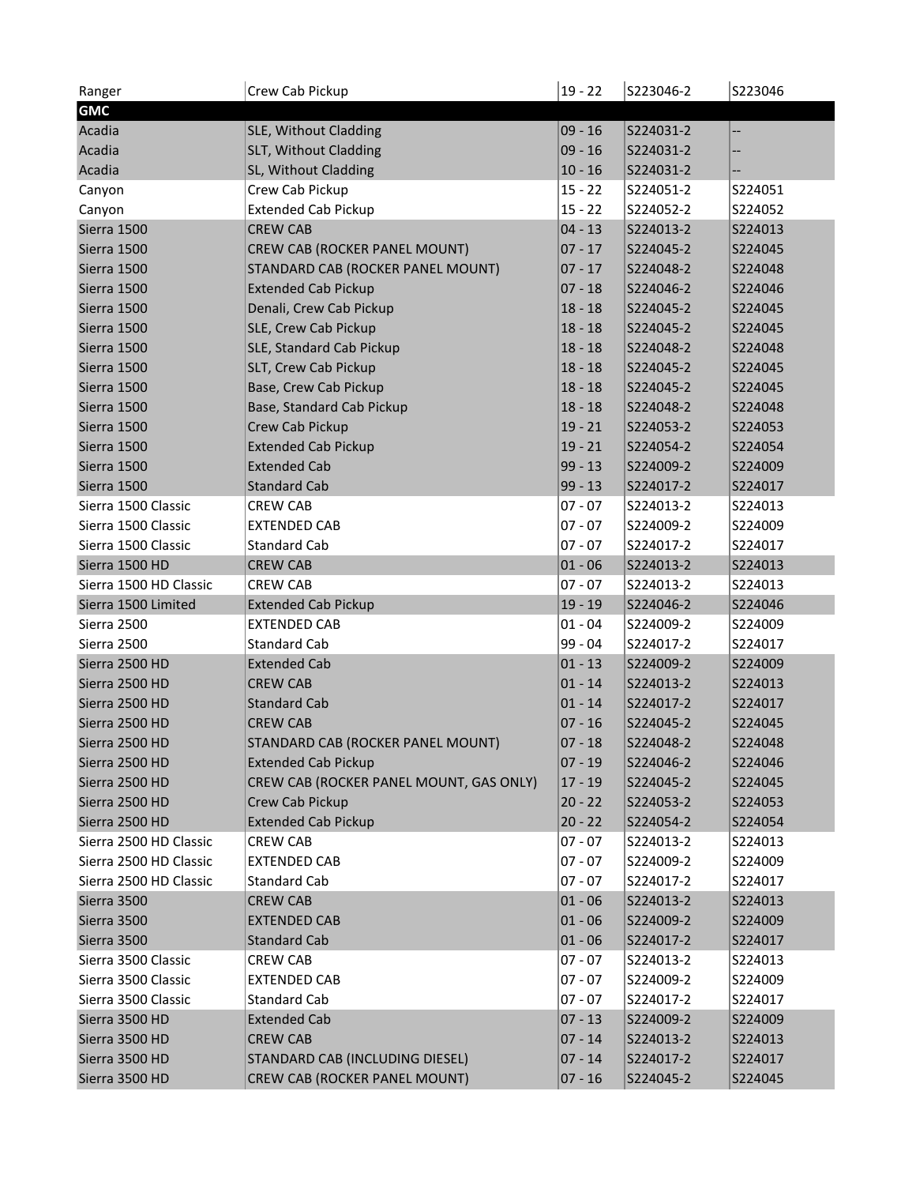| Ranger | Crew Cab Pickup | 19 - 22 | S223046-2 | S223046 |
|---|---|---|---|---|
| **GMC** | | | | |
| Acadia | SLE, Without Cladding | 09 - 16 | S224031-2 | -- |
| Acadia | SLT, Without Cladding | 09 - 16 | S224031-2 | -- |
| Acadia | SL, Without Cladding | 10 - 16 | S224031-2 | -- |
| Canyon | Crew Cab Pickup | 15 - 22 | S224051-2 | S224051 |
| Canyon | Extended Cab Pickup | 15 - 22 | S224052-2 | S224052 |
| Sierra 1500 | CREW CAB | 04 - 13 | S224013-2 | S224013 |
| Sierra 1500 | CREW CAB (ROCKER PANEL MOUNT) | 07 - 17 | S224045-2 | S224045 |
| Sierra 1500 | STANDARD CAB (ROCKER PANEL MOUNT) | 07 - 17 | S224048-2 | S224048 |
| Sierra 1500 | Extended Cab Pickup | 07 - 18 | S224046-2 | S224046 |
| Sierra 1500 | Denali, Crew Cab Pickup | 18 - 18 | S224045-2 | S224045 |
| Sierra 1500 | SLE, Crew Cab Pickup | 18 - 18 | S224045-2 | S224045 |
| Sierra 1500 | SLE, Standard Cab Pickup | 18 - 18 | S224048-2 | S224048 |
| Sierra 1500 | SLT, Crew Cab Pickup | 18 - 18 | S224045-2 | S224045 |
| Sierra 1500 | Base, Crew Cab Pickup | 18 - 18 | S224045-2 | S224045 |
| Sierra 1500 | Base, Standard Cab Pickup | 18 - 18 | S224048-2 | S224048 |
| Sierra 1500 | Crew Cab Pickup | 19 - 21 | S224053-2 | S224053 |
| Sierra 1500 | Extended Cab Pickup | 19 - 21 | S224054-2 | S224054 |
| Sierra 1500 | Extended Cab | 99 - 13 | S224009-2 | S224009 |
| Sierra 1500 | Standard Cab | 99 - 13 | S224017-2 | S224017 |
| Sierra 1500 Classic | CREW CAB | 07 - 07 | S224013-2 | S224013 |
| Sierra 1500 Classic | EXTENDED CAB | 07 - 07 | S224009-2 | S224009 |
| Sierra 1500 Classic | Standard Cab | 07 - 07 | S224017-2 | S224017 |
| Sierra 1500 HD | CREW CAB | 01 - 06 | S224013-2 | S224013 |
| Sierra 1500 HD Classic | CREW CAB | 07 - 07 | S224013-2 | S224013 |
| Sierra 1500 Limited | Extended Cab Pickup | 19 - 19 | S224046-2 | S224046 |
| Sierra 2500 | EXTENDED CAB | 01 - 04 | S224009-2 | S224009 |
| Sierra 2500 | Standard Cab | 99 - 04 | S224017-2 | S224017 |
| Sierra 2500 HD | Extended Cab | 01 - 13 | S224009-2 | S224009 |
| Sierra 2500 HD | CREW CAB | 01 - 14 | S224013-2 | S224013 |
| Sierra 2500 HD | Standard Cab | 01 - 14 | S224017-2 | S224017 |
| Sierra 2500 HD | CREW CAB | 07 - 16 | S224045-2 | S224045 |
| Sierra 2500 HD | STANDARD CAB (ROCKER PANEL MOUNT) | 07 - 18 | S224048-2 | S224048 |
| Sierra 2500 HD | Extended Cab Pickup | 07 - 19 | S224046-2 | S224046 |
| Sierra 2500 HD | CREW CAB (ROCKER PANEL MOUNT, GAS ONLY) | 17 - 19 | S224045-2 | S224045 |
| Sierra 2500 HD | Crew Cab Pickup | 20 - 22 | S224053-2 | S224053 |
| Sierra 2500 HD | Extended Cab Pickup | 20 - 22 | S224054-2 | S224054 |
| Sierra 2500 HD Classic | CREW CAB | 07 - 07 | S224013-2 | S224013 |
| Sierra 2500 HD Classic | EXTENDED CAB | 07 - 07 | S224009-2 | S224009 |
| Sierra 2500 HD Classic | Standard Cab | 07 - 07 | S224017-2 | S224017 |
| Sierra 3500 | CREW CAB | 01 - 06 | S224013-2 | S224013 |
| Sierra 3500 | EXTENDED CAB | 01 - 06 | S224009-2 | S224009 |
| Sierra 3500 | Standard Cab | 01 - 06 | S224017-2 | S224017 |
| Sierra 3500 Classic | CREW CAB | 07 - 07 | S224013-2 | S224013 |
| Sierra 3500 Classic | EXTENDED CAB | 07 - 07 | S224009-2 | S224009 |
| Sierra 3500 Classic | Standard Cab | 07 - 07 | S224017-2 | S224017 |
| Sierra 3500 HD | Extended Cab | 07 - 13 | S224009-2 | S224009 |
| Sierra 3500 HD | CREW CAB | 07 - 14 | S224013-2 | S224013 |
| Sierra 3500 HD | STANDARD CAB (INCLUDING DIESEL) | 07 - 14 | S224017-2 | S224017 |
| Sierra 3500 HD | CREW CAB (ROCKER PANEL MOUNT) | 07 - 16 | S224045-2 | S224045 |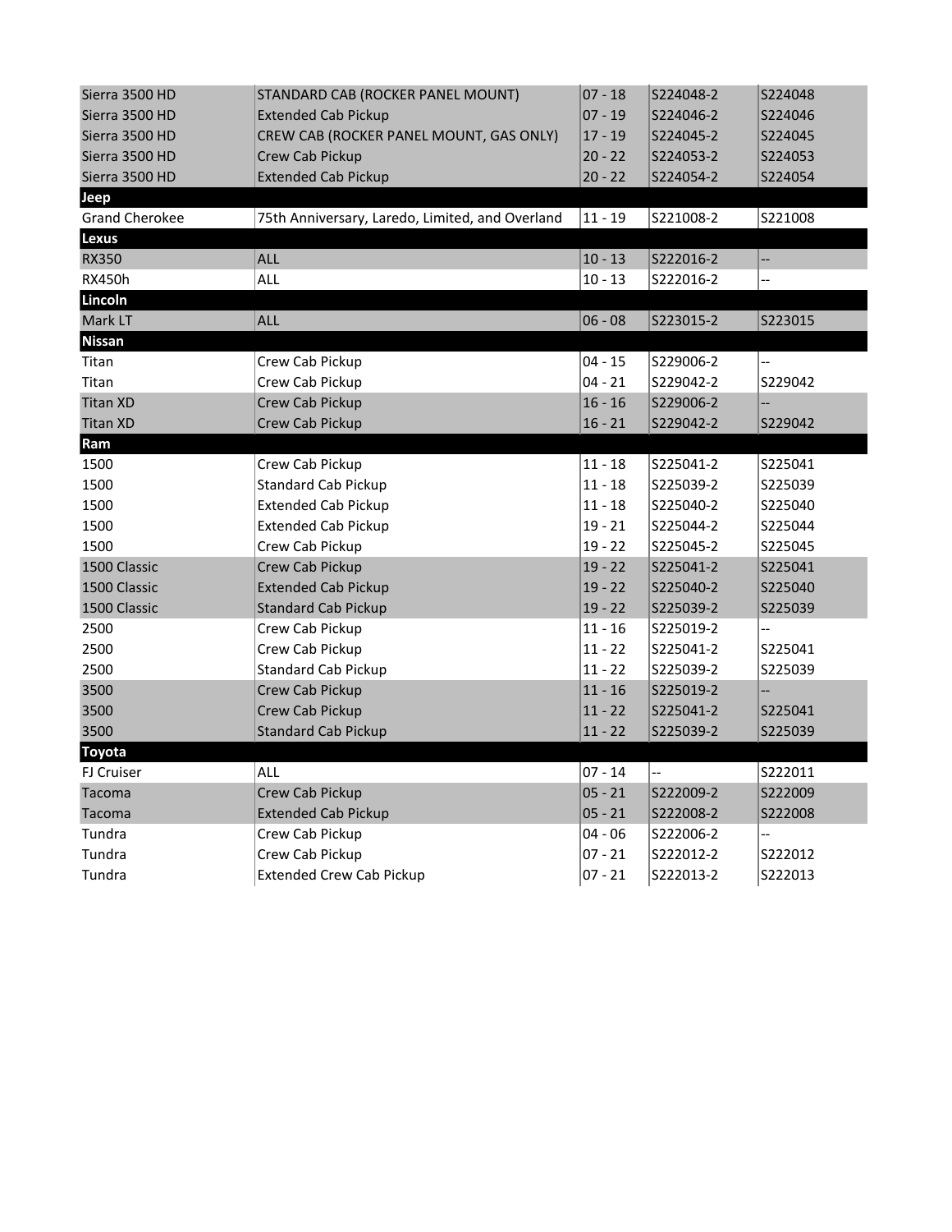| | | | | |
|---|---|---|---|---|
| Sierra 3500 HD | STANDARD CAB (ROCKER PANEL MOUNT) | 07 - 18 | S224048-2 | S224048 |
| Sierra 3500 HD | Extended Cab Pickup | 07 - 19 | S224046-2 | S224046 |
| Sierra 3500 HD | CREW CAB (ROCKER PANEL MOUNT, GAS ONLY) | 17 - 19 | S224045-2 | S224045 |
| Sierra 3500 HD | Crew Cab Pickup | 20 - 22 | S224053-2 | S224053 |
| Sierra 3500 HD | Extended Cab Pickup | 20 - 22 | S224054-2 | S224054 |
| **Jeep** | | | | |
| Grand Cherokee | 75th Anniversary, Laredo, Limited, and Overland | 11 - 19 | S221008-2 | S221008 |
| **Lexus** | | | | |
| RX350 | ALL | 10 - 13 | S222016-2 | -- |
| RX450h | ALL | 10 - 13 | S222016-2 | -- |
| **Lincoln** | | | | |
| Mark LT | ALL | 06 - 08 | S223015-2 | S223015 |
| **Nissan** | | | | |
| Titan | Crew Cab Pickup | 04 - 15 | S229006-2 | -- |
| Titan | Crew Cab Pickup | 04 - 21 | S229042-2 | S229042 |
| Titan XD | Crew Cab Pickup | 16 - 16 | S229006-2 | -- |
| Titan XD | Crew Cab Pickup | 16 - 21 | S229042-2 | S229042 |
| **Ram** | | | | |
| 1500 | Crew Cab Pickup | 11 - 18 | S225041-2 | S225041 |
| 1500 | Standard Cab Pickup | 11 - 18 | S225039-2 | S225039 |
| 1500 | Extended Cab Pickup | 11 - 18 | S225040-2 | S225040 |
| 1500 | Extended Cab Pickup | 19 - 21 | S225044-2 | S225044 |
| 1500 | Crew Cab Pickup | 19 - 22 | S225045-2 | S225045 |
| 1500 Classic | Crew Cab Pickup | 19 - 22 | S225041-2 | S225041 |
| 1500 Classic | Extended Cab Pickup | 19 - 22 | S225040-2 | S225040 |
| 1500 Classic | Standard Cab Pickup | 19 - 22 | S225039-2 | S225039 |
| 2500 | Crew Cab Pickup | 11 - 16 | S225019-2 | -- |
| 2500 | Crew Cab Pickup | 11 - 22 | S225041-2 | S225041 |
| 2500 | Standard Cab Pickup | 11 - 22 | S225039-2 | S225039 |
| 3500 | Crew Cab Pickup | 11 - 16 | S225019-2 | -- |
| 3500 | Crew Cab Pickup | 11 - 22 | S225041-2 | S225041 |
| 3500 | Standard Cab Pickup | 11 - 22 | S225039-2 | S225039 |
| **Toyota** | | | | |
| FJ Cruiser | ALL | 07 - 14 | -- | S222011 |
| Tacoma | Crew Cab Pickup | 05 - 21 | S222009-2 | S222009 |
| Tacoma | Extended Cab Pickup | 05 - 21 | S222008-2 | S222008 |
| Tundra | Crew Cab Pickup | 04 - 06 | S222006-2 | -- |
| Tundra | Crew Cab Pickup | 07 - 21 | S222012-2 | S222012 |
| Tundra | Extended Crew Cab Pickup | 07 - 21 | S222013-2 | S222013 |